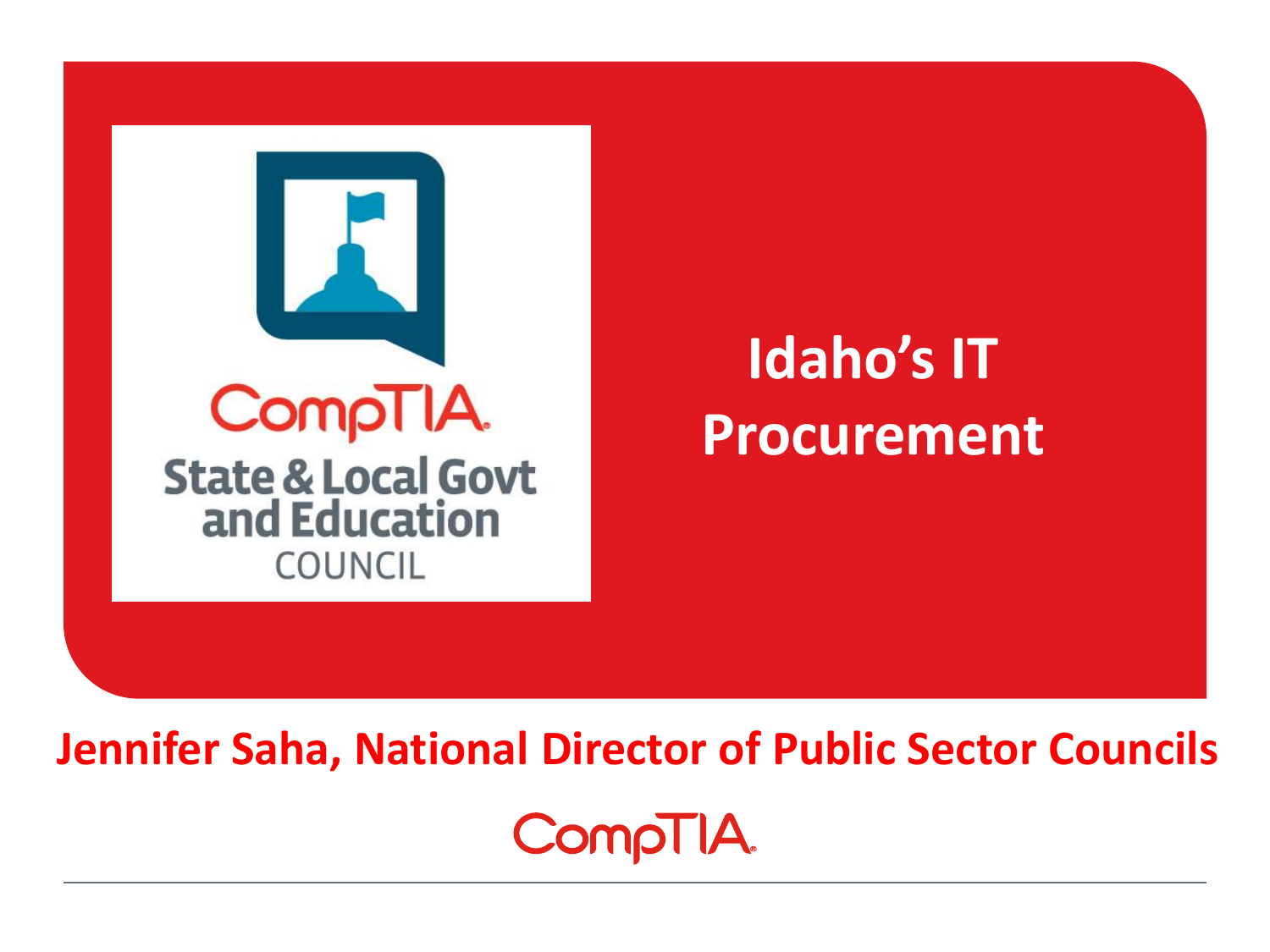CompTIA State & Local Govt and Education COUNCIL

# Idaho's IT Procurement

**Jennifer Saha, National Director of Public Sector Councils**

CompTIA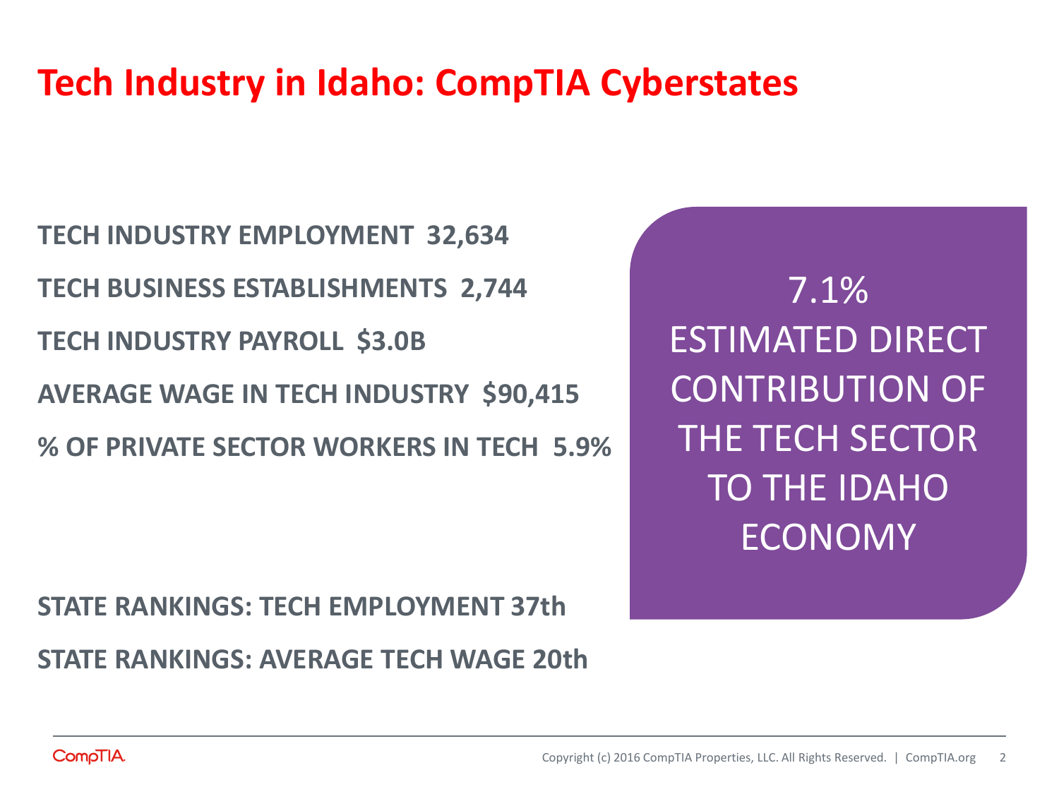# Tech Industry in Idaho: CompTIA Cyberstates

**TECH INDUSTRY EMPLOYMENT 32,634**

**TECH BUSINESS ESTABLISHMENTS 2,744**

**TECH INDUSTRY PAYROLL $3.0B**

**AVERAGE WAGE IN TECH INDUSTRY $90,415**

**% OF PRIVATE SECTOR WORKERS IN TECH 5.9%**

7.1%
ESTIMATED DIRECT CONTRIBUTION OF THE TECH SECTOR TO THE IDAHO ECONOMY

**STATE RANKINGS: TECH EMPLOYMENT 37th**

**STATE RANKINGS: AVERAGE TECH WAGE 20th**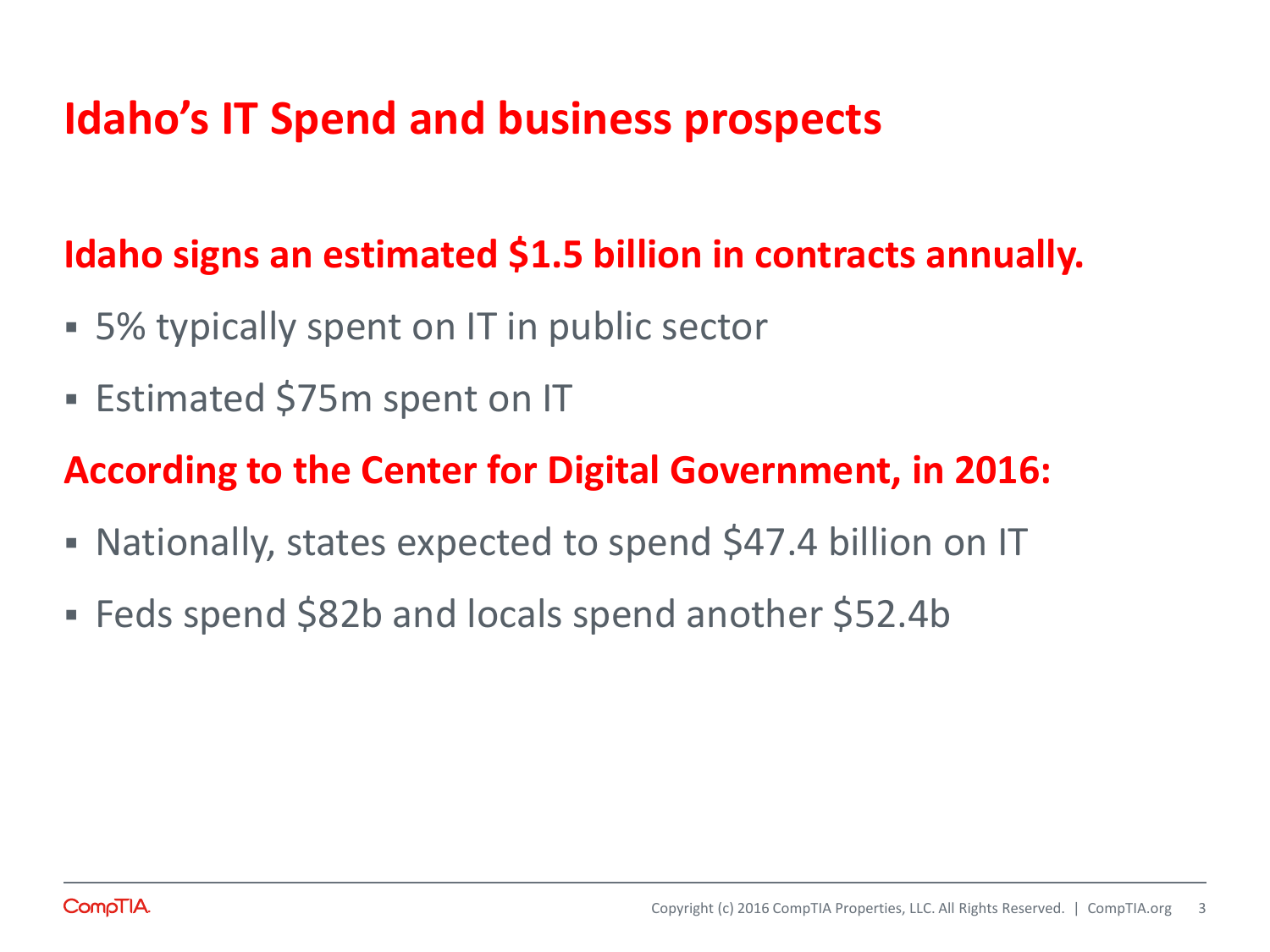# Idaho's IT Spend and business prospects

## Idaho signs an estimated $1.5 billion in contracts annually.

- 5% typically spent on IT in public sector
- Estimated $75m spent on IT

## According to the Center for Digital Government, in 2016:

- Nationally, states expected to spend $47.4 billion on IT
- Feds spend $82b and locals spend another $52.4b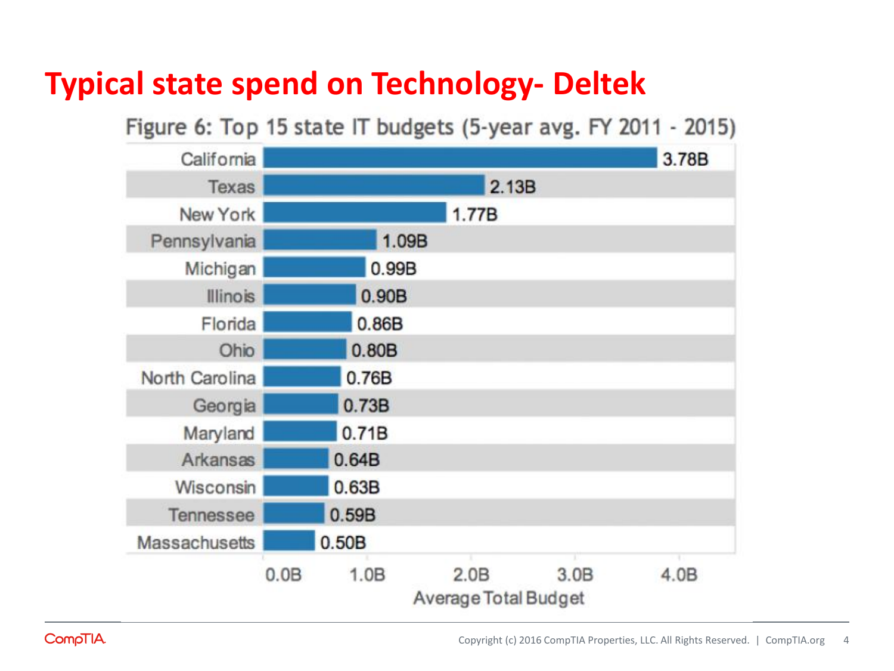# Typical state spend on Technology- Deltek

Figure 6: Top 15 state IT budgets (5-year avg. FY 2011 - 2015)

| State | Average Total Budget |
| --- | --- |
| California | 3.78B |
| Texas | 2.13B |
| New York | 1.77B |
| Pennsylvania | 1.09B |
| Michigan | 0.99B |
| Illinois | 0.90B |
| Florida | 0.86B |
| Ohio | 0.80B |
| North Carolina | 0.76B |
| Georgia | 0.73B |
| Maryland | 0.71B |
| Arkansas | 0.64B |
| Wisconsin | 0.63B |
| Tennessee | 0.59B |
| Massachusetts | 0.50B |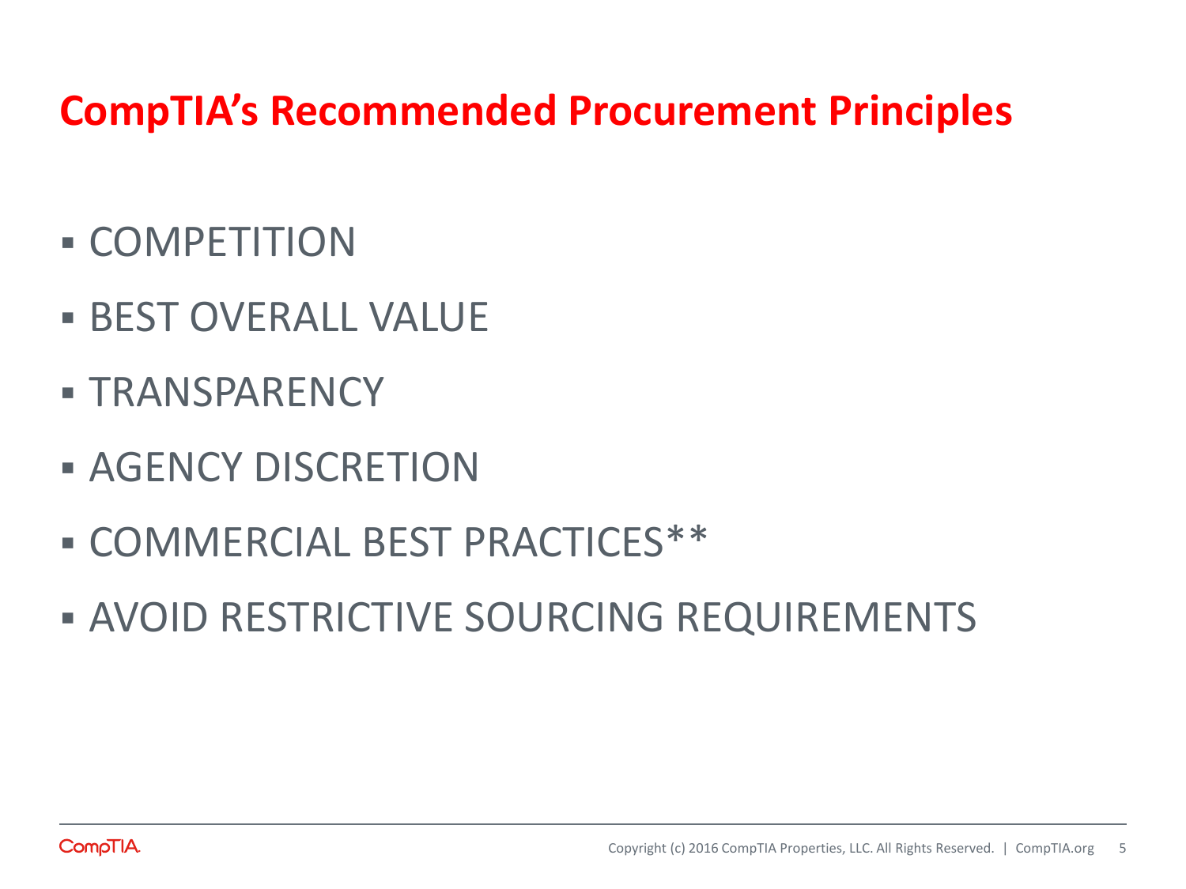# CompTIA's Recommended Procurement Principles

- COMPETITION
- BEST OVERALL VALUE
- TRANSPARENCY
- AGENCY DISCRETION
- COMMERCIAL BEST PRACTICES**
- AVOID RESTRICTIVE SOURCING REQUIREMENTS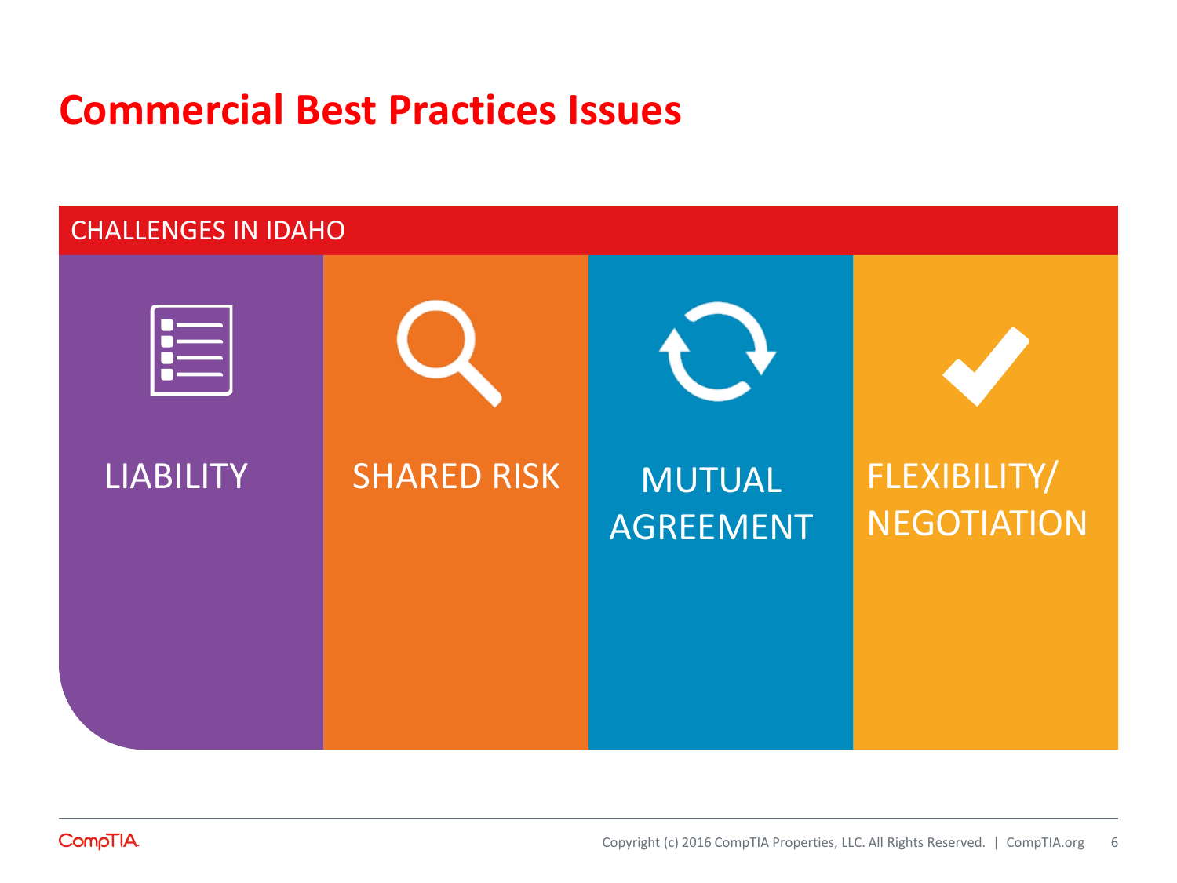# Commercial Best Practices Issues

## CHALLENGES IN IDAHO

- LIABILITY
- SHARED RISK
- MUTUAL AGREEMENT
- FLEXIBILITY/ NEGOTIATION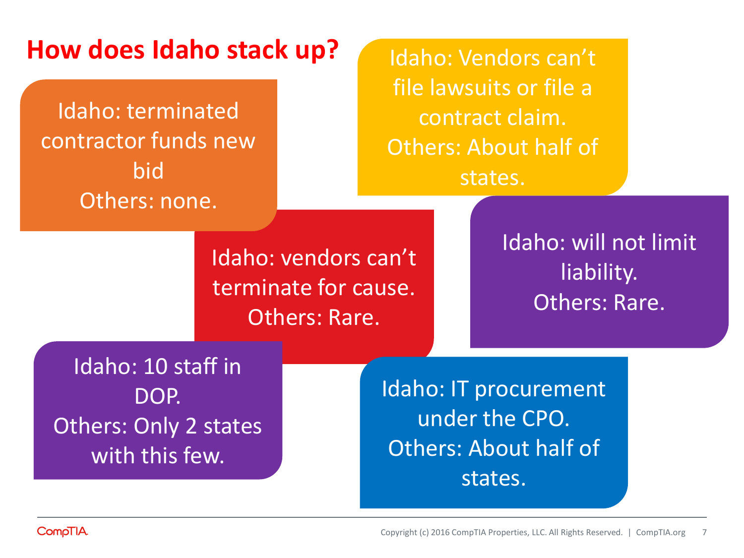# How does Idaho stack up?

Idaho: terminated contractor funds new bid
Others: none.

Idaho: Vendors can't file lawsuits or file a contract claim.
Others: About half of states.

Idaho: vendors can't terminate for cause.
Others: Rare.

Idaho: will not limit liability.
Others: Rare.

Idaho: 10 staff in DOP.
Others: Only 2 states with this few.

Idaho: IT procurement under the CPO.
Others: About half of states.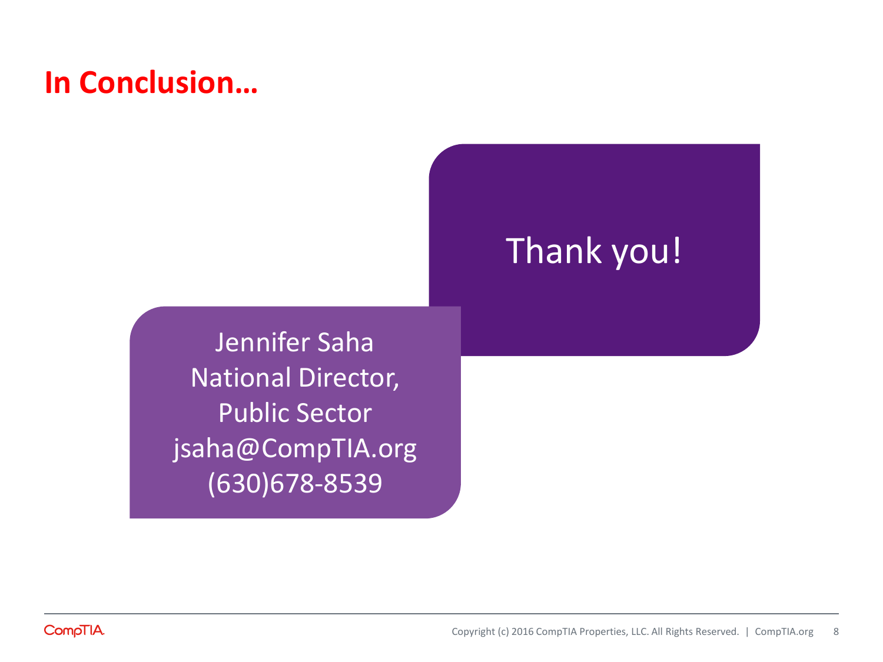# In Conclusion…

Thank you!

Jennifer Saha
National Director,
Public Sector
jsaha@CompTIA.org
(630)678-8539